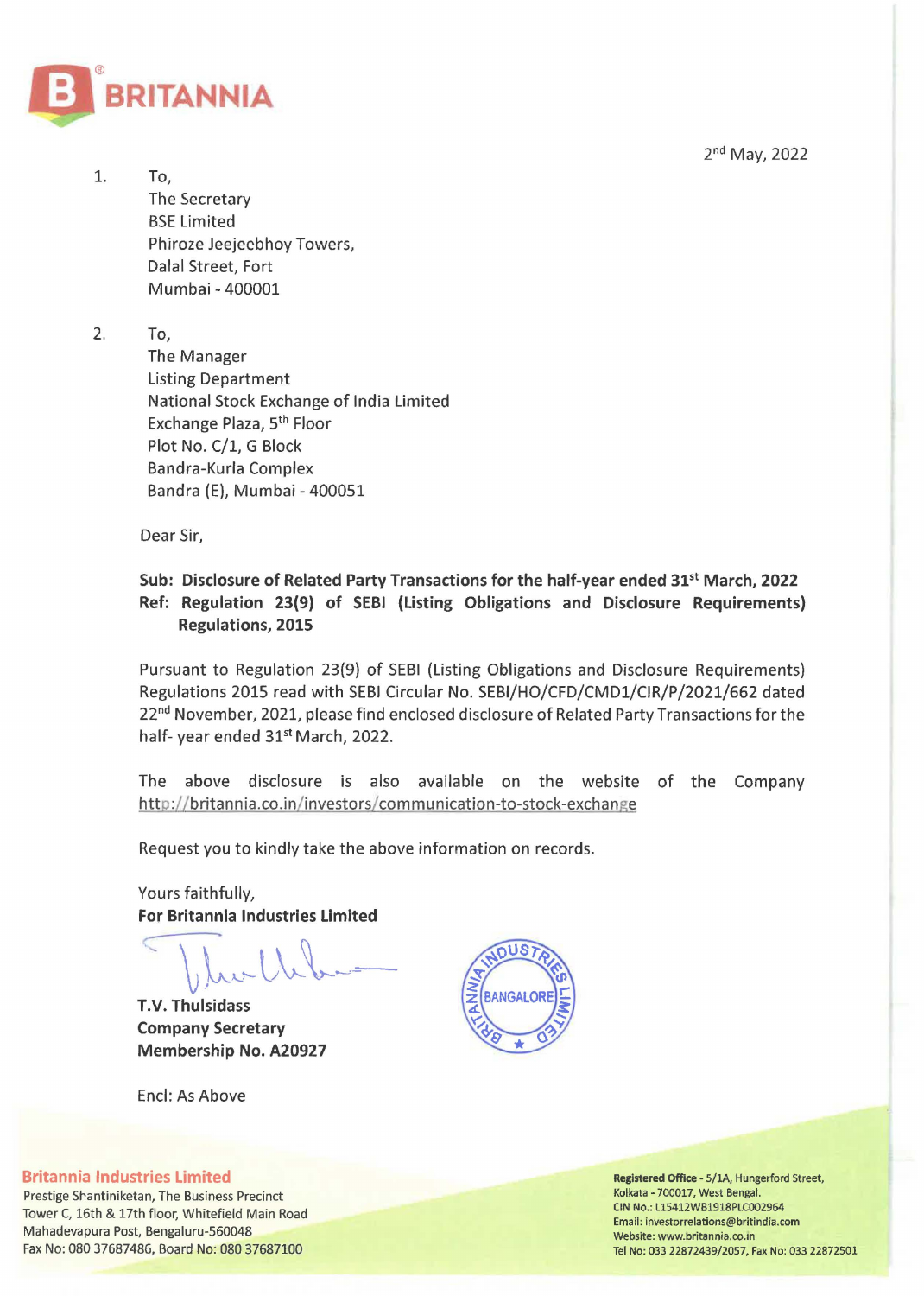**BRITANNIA**

2nd May, 2022

1. To,
   The Secretary
   BSE Limited
   Phiroze Jeejeebhoy Towers,
   Dalal Street, Fort
   Mumbai - 400001

2. To,
   The Manager
   Listing Department
   National Stock Exchange of India Limited
   Exchange Plaza, 5th Floor
   Plot No. C/1, G Block
   Bandra-Kurla Complex
   Bandra (E), Mumbai - 400051

Dear Sir,

**Sub: Disclosure of Related Party Transactions for the half-year ended 31st March, 2022**
**Ref: Regulation 23(9) of SEBI (Listing Obligations and Disclosure Requirements) Regulations, 2015**

Pursuant to Regulation 23(9) of SEBI (Listing Obligations and Disclosure Requirements) Regulations 2015 read with SEBI Circular No. SEBI/HO/CFD/CMD1/CIR/P/2021/662 dated 22nd November, 2021, please find enclosed disclosure of Related Party Transactions for the half- year ended 31st March, 2022.

The above disclosure is also available on the website of the Company http://britannia.co.in/investors/communication-to-stock-exchange

Request you to kindly take the above information on records.

Yours faithfully,
**For Britannia Industries Limited**

**T.V. Thulsidass**
**Company Secretary**
**Membership No. A20927**

Encl: As Above

**Britannia Industries Limited**
Prestige Shantiniketan, The Business Precinct
Tower C, 16th & 17th floor, Whitefield Main Road
Mahadevapura Post, Bengaluru-560048
Fax No: 080 37687486, Board No: 080 37687100

**Registered Office** - 5/1A, Hungerford Street,
Kolkata - 700017, West Bengal.
CIN No.: L15412WB1918PLC002964
Email: investorrelations@britindia.com
Website: www.britannia.co.in
Tel No: 033 22872439/2057, Fax No: 033 22872501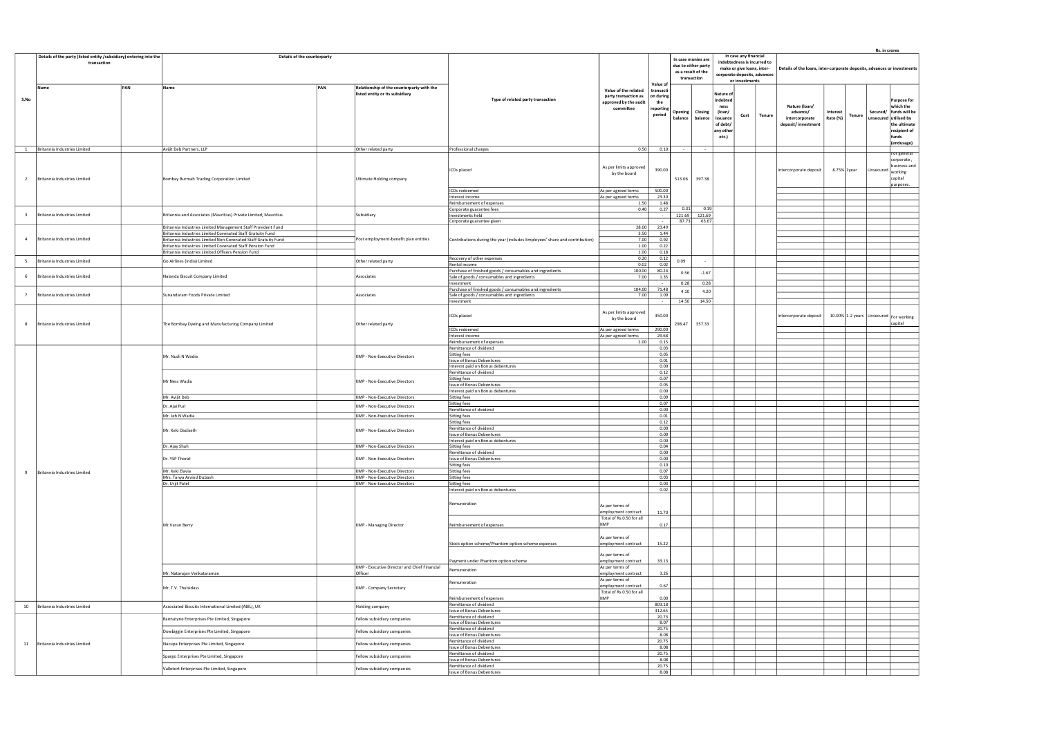Rs. in crores

| S.No | Details of the party (listed entity /subsidiary) entering into the transaction | | Details of the counterparty | | | Type of related party transaction | Value of the related party transaction as approved by the audit committee | Value of transaction during the reporting period | In case monies are due to either party as a result of the transaction | | In case any financial indebtedness is incurred to make or give loans, inter-corporate deposits, advances or investments | | | Details of the loans, inter-corporate deposits, advances or investments | | | | |
|---|---|---|---|---|---|---|---|---|---|---|---|---|---|---|---|---|---|---|
| | Name | PAN | Name | PAN | Relationship of the counterparty with the listed entity or its subsidiary | | | | Opening balance | Closing balance | Nature of indebtedness (loan/ issuance of debt/ any other etc.) | Cost | Tenure | Nature (loan/ advance/ intercorporate deposit/ investment | Interest Rate (%) | Tenure | Secured/ unsecured | Purpose for which the funds will be utilised by the ultimate recipient of funds (endusage) |
| 1 | Britannia Industries Limited | | Avijit Deb Partners, LLP | | Other related party | Professional charges | 0.50 | 0.10 | - | - | | | | | | | | |
| 2 | Britannia Industries Limited | | Bombay Burmah Trading Corporation Limited | | Ultimate Holding company | ICDs placed | As per limits approved by the board | 390.00 | 513.06 | 397.38 | | | | Intercorporate deposit | 8.75% | 1year | Unsecured | For general corporate, business and working capital purposes. |
| | | | | | | ICDs redeemed | As per agreed terms | 500.00 | | | | | | | | | | |
| | | | | | | Interest income | As per agreed terms | 23.30 | | | | | | | | | | |
| | | | | | | Reimbursement of expenses | 1.50 | 1.48 | | | | | | | | | | |
| 3 | Britannia Industries Limited | | Britannia and Associates (Mauritius) Private Limited, Mauritius | | Subsidiary | Corporate guarantee fees | 0.40 | 0.27 | 0.31 | 0.19 | | | | | | | | |
| | | | | | | Investments held | | - | 121.69 | 121.69 | | | | | | | | |
| | | | | | | Corporate guarantee given | | - | 87.73 | 63.67 | | | | | | | | |
| 4 | Britannia Industries Limited | | Britannia Industries Limited Management Staff Provident Fund | | Post employment-benefit plan entities | Contributions during the year (includes Employees' share and contribution) | 28.00 | 23.49 | | | | | | | | | | |
| | | | Britannia Industries Limited Covenated Staff Gratuity Fund | | | | 3.50 | 1.44 | | | | | | | | | | |
| | | | Britannia Industries Limited Non Covenated Staff Gratuity Fund | | | | 7.00 | 0.92 | | | | | | | | | | |
| | | | Britannia Industries Limited Covenated Staff Pension Fund | | | | 1.00 | 0.22 | | | | | | | | | | |
| | | | Britannia Industries Limited Officers Pension Fund | | | | 1.00 | 0.18 | | | | | | | | | | |
| 5 | Britannia Industries Limited | | Go Airlines (India) Limited | | Other related party | Recovery of other expenses | 0.20 | 0.12 | 0.09 | - | | | | | | | | |
| | | | | | | Rental income | 0.02 | 0.02 | | | | | | | | | | |
| 6 | Britannia Industries Limited | | Nalanda Biscuit Company Limited | | Associates | Purchase of finished goods / consumables and ingredients | 100.00 | 80.24 | 0.56 | -1.67 | | | | | | | | |
| | | | | | | Sale of goods / consumables and ingredients | 7.00 | 1.35 | | | | | | | | | | |
| | | | | | | Investment | | - | 0.28 | 0.28 | | | | | | | | |
| 7 | Britannia Industries Limited | | Sunandaram Foods Private Limited | | Associates | Purchase of finished goods / consumables and ingredients | 104.00 | 71.48 | 4.10 | 4.20 | | | | | | | | |
| | | | | | | Sale of goods / consumables and ingredients | 7.00 | 1.09 | | | | | | | | | | |
| | | | | | | Investment | | - | 14.50 | 14.50 | | | | | | | | |
| 8 | Britannia Industries Limited | | The Bombay Dyeing and Manufacturing Company Limited | | Other related party | ICDs placed | As per limits approved by the board | 350.00 | 298.47 | 357.33 | | | | Intercorporate deposit | 10.00% | 1-2 years | Unsecured | For working capital |
| | | | | | | ICDs redeemed | As per agreed terms | 290.00 | | | | | | | | | | |
| | | | | | | Interest income | As per agreed terms | 29.68 | | | | | | | | | | |
| | | | | | | Reimbursement of expenses | 2.00 | 0.15 | | | | | | | | | | |
| 9 | Britannia Industries Limited | | Mr. Nusli N Wadia | | KMP - Non-Executive Directors | Remittance of dividend | | 0.03 | | | | | | | | | | |
| | | | | | | Sitting fees | | 0.05 | | | | | | | | | | |
| | | | | | | Issue of Bonus Debentures | | 0.01 | | | | | | | | | | |
| | | | | | | Interest paid on Bonus debentures | | 0.00 | | | | | | | | | | |
| | | | Mr Ness Wadia | | KMP - Non-Executive Directors | Remittance of dividend | | 0.12 | | | | | | | | | | |
| | | | | | | Sitting fees | | 0.07 | | | | | | | | | | |
| | | | | | | Issue of Bonus Debentures | | 0.05 | | | | | | | | | | |
| | | | | | | Interest paid on Bonus debentures | | 0.00 | | | | | | | | | | |
| | | | Mr. Avijit Deb | | KMP - Non-Executive Directors | Sitting fees | | 0.09 | | | | | | | | | | |
| | | | Dr. Ajai Puri | | KMP - Non-Executive Directors | Sitting fees | | 0.07 | | | | | | | | | | |
| | | | | | | Remittance of dividend | | 0.00 | | | | | | | | | | |
| | | | Mr. Jeh N Wadia | | KMP - Non-Executive Directors | Sitting fees | | 0.01 | | | | | | | | | | |
| | | | Mr. Keki Dadiseth | | KMP - Non-Executive Directors | Sitting fees | | 0.12 | | | | | | | | | | |
| | | | | | | Remittance of dividend | | 0.00 | | | | | | | | | | |
| | | | | | | Issue of Bonus Debentures | | 0.00 | | | | | | | | | | |
| | | | | | | Interest paid on Bonus debentures | | 0.00 | | | | | | | | | | |
| | | | Dr. Ajay Shah | | KMP - Non-Executive Directors | Sitting fees | | 0.04 | | | | | | | | | | |
| | | | Dr. YSP Thorat | | KMP - Non-Executive Directors | Remittance of dividend | | 0.00 | | | | | | | | | | |
| | | | | | | Issue of Bonus Debentures | | 0.00 | | | | | | | | | | |
| | | | | | | Sitting fees | | 0.10 | | | | | | | | | | |
| | | | Mr. Keki Elavia | | KMP - Non-Executive Directors | Sitting fees | | 0.07 | | | | | | | | | | |
| | | | Mrs. Tanya Arvind Dubash | | KMP - Non-Executive Directors | Sitting fees | | 0.03 | | | | | | | | | | |
| | | | Dr. Urjit Patel | | KMP - Non-Executive Directors | Sitting fees | | 0.03 | | | | | | | | | | |
| | | | | | | Interest paid on Bonus debentures | | 0.02 | | | | | | | | | | |
| | | | Mr.Varun Berry | | KMP - Managing Director | Remuneration | As per terms of employment contract | 11.70 | | | | | | | | | | |
| | | | | | | Reimbursement of expenses | Total of Rs.0.50 for all KMP | 0.17 | | | | | | | | | | |
| | | | | | | Stock option scheme/Phantom option scheme expenses | As per terms of employment contract | 15.22 | | | | | | | | | | |
| | | | | | | Payment under Phantom option scheme | As per terms of employment contract | 33.13 | | | | | | | | | | |
| | | | Mr. Natarajan Venkataraman | | KMP - Executive Director and Chief Financial Officer | Remuneration | As per terms of employment contract | 3.26 | | | | | | | | | | |
| | | | Mr. T.V. Thulsidass | | KMP - Company Secretary | Remuneration | As per terms of employment contract | 0.67 | | | | | | | | | | |
| | | | | | | Reimbursement of expenses | Total of Rs.0.50 for all KMP | 0.00 | | | | | | | | | | |
| 10 | Britannia Industries Limited | | Associated Biscuits International Limited (ABIL), UK | | Holding company | Remittance of dividend | | 803.18 | | | | | | | | | | |
| | | | | | | Issue of Bonus Debentures | | 312.65 | | | | | | | | | | |
| 11 | Britannia Industries Limited | | Bannatyne Enterprises Pte Limited, Singapore | | Fellow subsidiary companies | Remittance of dividend | | 20.73 | | | | | | | | | | |
| | | | | | | Issue of Bonus Debentures | | 8.07 | | | | | | | | | | |
| | | | Dowbiggin Enterprises Pte Limited, Singapore | | Fellow subsidiary companies | Remittance of dividend | | 20.75 | | | | | | | | | | |
| | | | | | | Issue of Bonus Debentures | | 8.08 | | | | | | | | | | |
| | | | Nacupa Enterprises Pte Limited, Singapore | | Fellow subsidiary companies | Remittance of dividend | | 20.75 | | | | | | | | | | |
| | | | | | | Issue of Bonus Debentures | | 8.08 | | | | | | | | | | |
| | | | Spargo Enterprises Pte Limited, Singapore | | Fellow subsidiary companies | Remittance of dividend | | 20.75 | | | | | | | | | | |
| | | | | | | Issue of Bonus Debentures | | 8.08 | | | | | | | | | | |
| | | | Valletort Enterprises Pte Limited, Singapore | | Fellow subsidiary companies | Remittance of dividend | | 20.75 | | | | | | | | | | |
| | | | | | | Issue of Bonus Debentures | | 8.08 | | | | | | | | | | |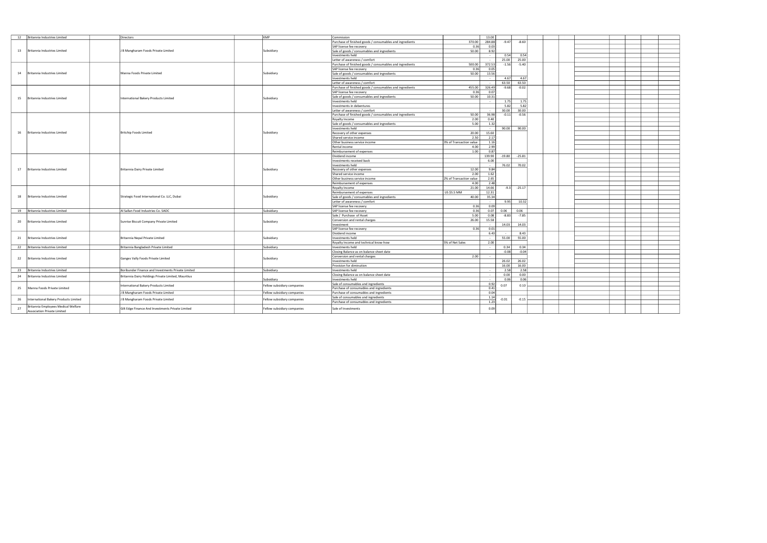| | | | | | | | | |
|---|---|---|---|---|---|---|---|---|
| 12 | Britannia Industries Limited | Directors | KMP | Commission | | 13.00 | | |
| 13 | Britannia Industries Limited | J B Mangharam Foods Private Limited | Subsidiary | Purchase of finished goods / consumables and ingredients | 370.00 | 284.88 | -9.47 | -8.60 |
| | | | | SAP license fee recovery | 0.36 | 0.03 | | |
| | | | | Sale of goods / consumables and ingredients | 50.00 | 8.92 | | |
| | | | | Investments held | | - | 0.54 | 0.54 |
| | | | | Letter of awareness / comfort | | - | 25.00 | 25.00 |
| 14 | Britannia Industries Limited | Manna Foods Private Limited | Subsidiary | Purchase of finished goods / consumables and ingredients | 500.00 | 372.53 | -1.56 | -5.40 |
| | | | | SAP license fee recovery | 0.36 | 0.05 | | |
| | | | | Sale of goods / consumables and ingredients | 50.00 | 13.56 | | |
| | | | | Investments held | | - | 4.67 | 4.67 |
| | | | | Letter of awareness / comfort | | - | 63.50 | 63.50 |
| 15 | Britannia Industries Limited | International Bakery Products Limited | Subsidiary | Purchase of finished goods / consumables and ingredients | 455.00 | 326.49 | -9.68 | -0.02 |
| | | | | SAP license fee recovery | 0.36 | 0.07 | | |
| | | | | Sale of goods / consumables and ingredients | 50.00 | 10.31 | | |
| | | | | Investments held | | - | 1.75 | 1.75 |
| | | | | Investments in debentures | | | 5.82 | 5.82 |
| | | | | Letter of awareness / comfort | | - | 30.00 | 30.00 |
| 16 | Britannia Industries Limited | Britchip Foods Limited | Subsidiary | Purchase of finished goods / consumables and ingredients | 50.00 | 36.98 | -0.11 | -0.56 |
| | | | | Royalty Income | 2.00 | 0.40 | | |
| | | | | Sale of goods / consumables and ingredients | 5.00 | 1.32 | | |
| | | | | Investments held | | - | 90.00 | 90.00 |
| | | | | Recovery of other expenses | 20.00 | 15.60 | | |
| | | | | Shared service income | 2.50 | 2.17 | | |
| | | | | Other business service income | 3% of Transaction value | 1.16 | | |
| | | | | Rental income | 4.00 | 2.99 | | |
| | | | | Reimbursement of expenses | 1.00 | 0.87 | | |
| 17 | Britannia Industries Limited | Britannia Dairy Private Limited | Subsidiary | Dividend income | | 139.00 | -19.80 | -25.81 |
| | | | | Investments received back | | 6.00 | | |
| | | | | Investments held | | - | 76.02 | 70.02 |
| | | | | Recovery of other expenses | 12.00 | 9.84 | | |
| | | | | Shared service income | 2.00 | 1.62 | | |
| | | | | Other business service income | 2% of Transaction value | 2.65 | | |
| | | | | Reimbursement of expenses | 4.00 | 2.48 | | |
| 18 | Britannia Industries Limited | Strategic Food International Co. LLC, Dubai | Subsidiary | Royalty Income | 21.00 | 14.66 | -9.3 | -25.17 |
| | | | | Reimbursement of expenses | US $5.5 MM | 12.31 | | |
| | | | | Sale of goods / consumables and ingredients | 40.00 | 35.34 | | |
| | | | | Letter of awareness / comfort | | - | 9.95 | 10.32 |
| | | | | SAP license fee recovery | 0.36 | 0.09 | | |
| 19 | Britannia Industries Limited | Al Sallan Food Industries Co. SAOC | Subsidiary | SAP license fee recovery | 0.36 | 0.07 | 0.06 | 0.06 |
| 20 | Britannia Industries Limited | Sunrise Biscuit Company Private Limited | Subsidiary | Sale / Purchase of Asset | 5.00 | 0.08 | -8.83 | -7.85 |
| | | | | Conversion and rental charges | 26.00 | 15.58 | | |
| | | | | Investment | | - | 14.03 | 14.03 |
| | | | | SAP license fee recovery | 0.36 | 0.01 | | |
| 21 | Britannia Industries Limited | Britannia Nepal Private Limited | Subsidiary | Dividend income | | 6.43 | - | 8.43 |
| | | | | Investments held | | - | 55.00 | 55.00 |
| | | | | Royalty Income and technical know-how | 5% of Net Sales | 2.00 | | |
| 22 | Britannia Industries Limited | Britannia Bangladesh Private Limited | Subsidiary | Investments held | | - | 0.34 | 0.34 |
| 22 | Britannia Industries Limited | Ganges Vally Foods Private Limited | Subsidiary | Closing Balance as on balance sheet date | | | -0.08 | -0.04 |
| | | | | Conversion and rental charges | 2.00 | - | | |
| | | | | Investments held | | | 26.02 | 26.02 |
| | | | | Provision for diminution | | | 16.00 | 16.00 |
| 23 | Britannia Industries Limited | Boribunder Finance and Investments Private Limited | Subsidiary | Investments held | | - | 2.58 | 2.58 |
| 24 | Britannia Industries Limited | Britannia Dairy Holdings Private Limited, Mauritius | Subsidiary | Closing Balance as on balance sheet date | | - | 0.00 | 0.00 |
| | | | | Investments held | | - | 0.06 | 0.06 |
| 25 | Manna Foods Private Limited | International Bakery Products Limited | Fellow subsidiary companies | Sale of consumables and ingredients | | 0.92 | 0.07 | 0.10 |
| | | | | Purchase of consumables and ingredients | | 0.41 | | |
| | | J B Mangharam Foods Private Limited | Fellow subsidiary companies | Purchase of consumables and ingredients | | 0.04 | | |
| 26 | International Bakery Products Limited | J B Mangharam Foods Private Limited | Fellow subsidiary companies | Sale of consumables and ingredients | | 1.14 | -0.01 | -0.15 |
| | | | | Purchase of consumables and ingredients | | 1.23 | | |
| 27 | Britannia Employees Medical Welfare Association Private Limited | Gilt Edge Finance And Investments Private Limited | Fellow subsidiary companies | Sale of Investments | | 0.09 | | |